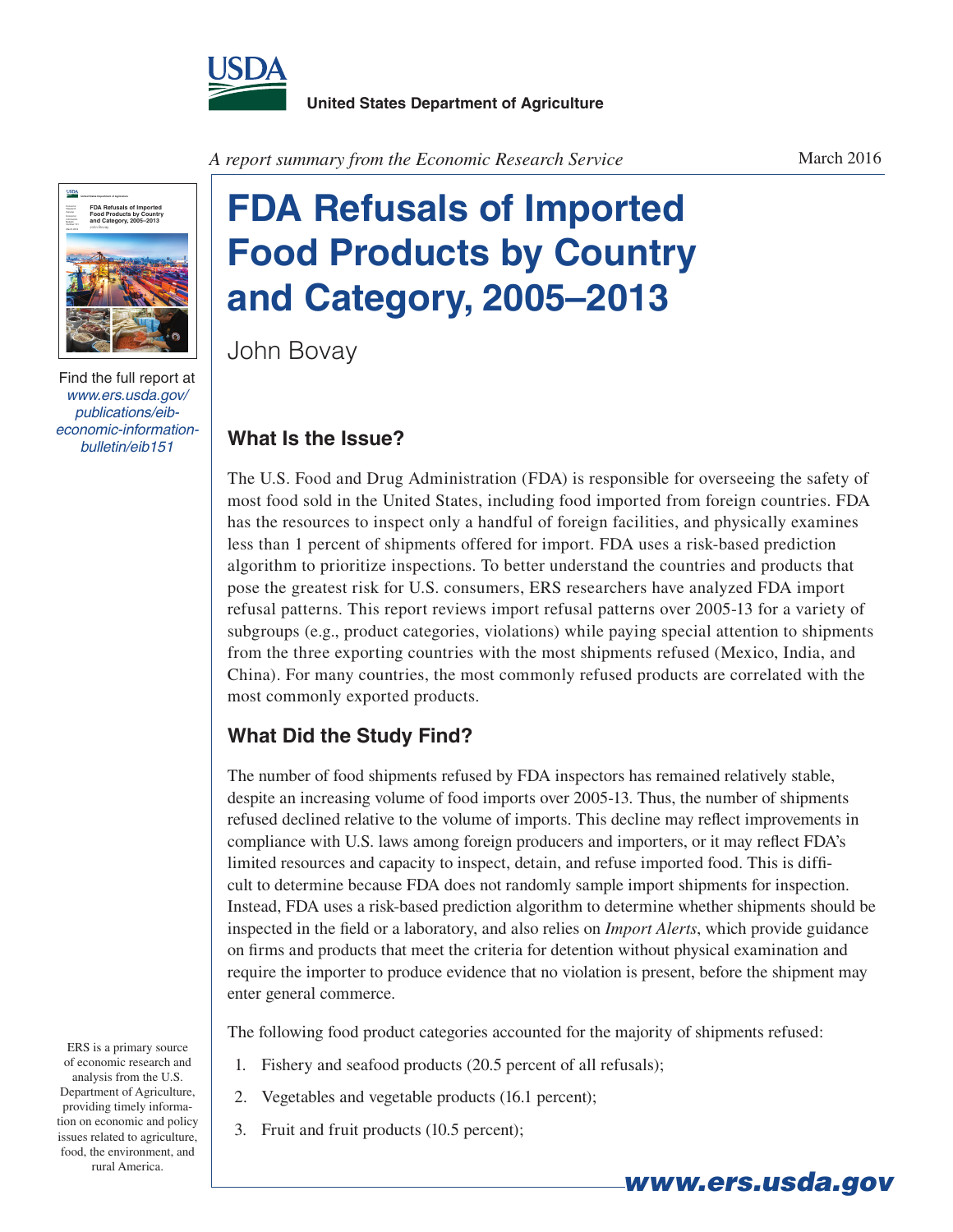United States Department of Agriculture

*A report summary from the Economic Research Service*

March 2016

# FDA Refusals of Imported Food Products by Country and Category, 2005–2013

John Bovay

Find the full report at *www.ers.usda.gov/publications/eib-economic-information-bulletin/eib151*

## What Is the Issue?

The U.S. Food and Drug Administration (FDA) is responsible for overseeing the safety of most food sold in the United States, including food imported from foreign countries. FDA has the resources to inspect only a handful of foreign facilities, and physically examines less than 1 percent of shipments offered for import. FDA uses a risk-based prediction algorithm to prioritize inspections. To better understand the countries and products that pose the greatest risk for U.S. consumers, ERS researchers have analyzed FDA import refusal patterns. This report reviews import refusal patterns over 2005-13 for a variety of subgroups (e.g., product categories, violations) while paying special attention to shipments from the three exporting countries with the most shipments refused (Mexico, India, and China). For many countries, the most commonly refused products are correlated with the most commonly exported products.

## What Did the Study Find?

The number of food shipments refused by FDA inspectors has remained relatively stable, despite an increasing volume of food imports over 2005-13. Thus, the number of shipments refused declined relative to the volume of imports. This decline may reflect improvements in compliance with U.S. laws among foreign producers and importers, or it may reflect FDA's limited resources and capacity to inspect, detain, and refuse imported food. This is difficult to determine because FDA does not randomly sample import shipments for inspection. Instead, FDA uses a risk-based prediction algorithm to determine whether shipments should be inspected in the field or a laboratory, and also relies on *Import Alerts*, which provide guidance on firms and products that meet the criteria for detention without physical examination and require the importer to produce evidence that no violation is present, before the shipment may enter general commerce.

The following food product categories accounted for the majority of shipments refused:

1. Fishery and seafood products (20.5 percent of all refusals);
2. Vegetables and vegetable products (16.1 percent);
3. Fruit and fruit products (10.5 percent);

ERS is a primary source of economic research and analysis from the U.S. Department of Agriculture, providing timely information on economic and policy issues related to agriculture, food, the environment, and rural America.

www.ers.usda.gov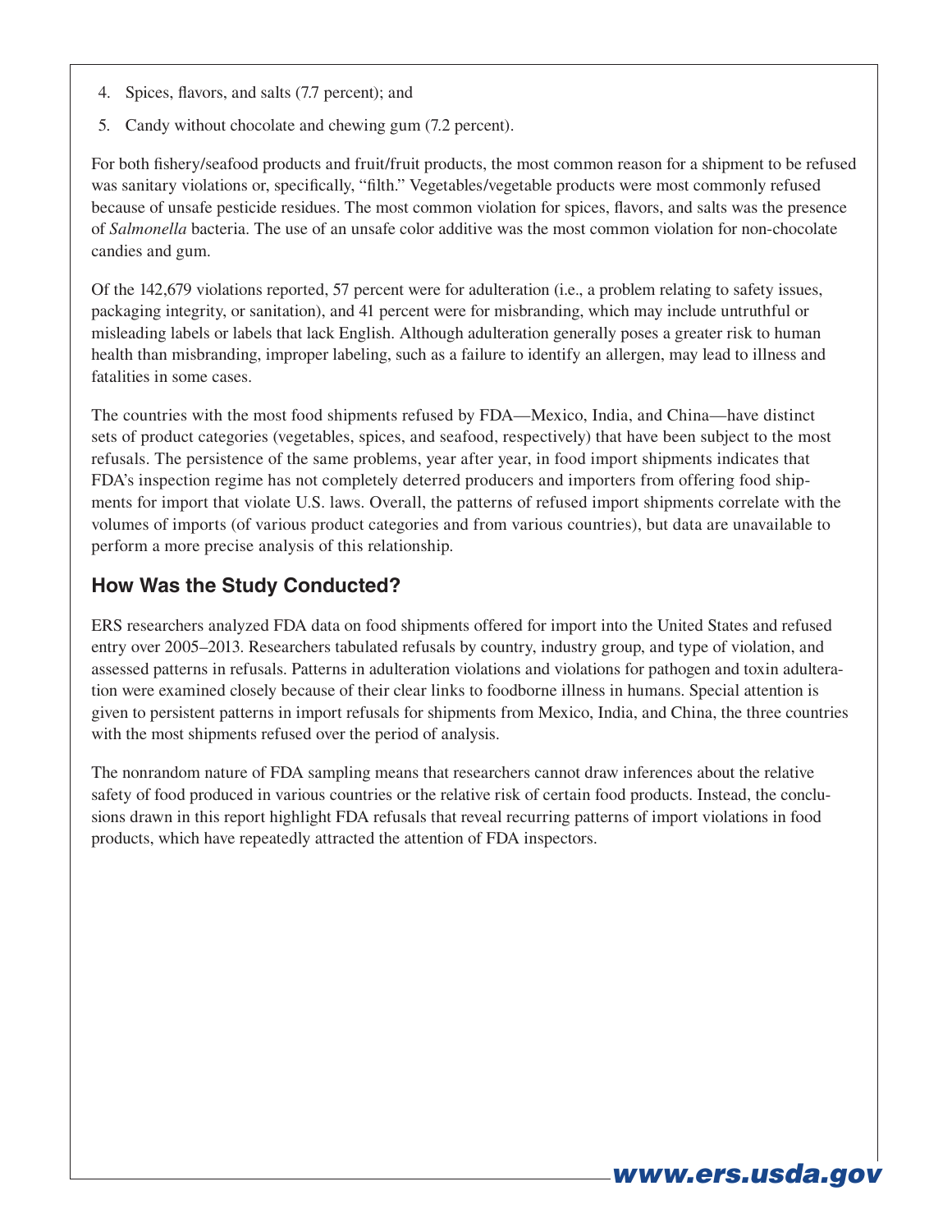4. Spices, flavors, and salts (7.7 percent); and
5. Candy without chocolate and chewing gum (7.2 percent).

For both fishery/seafood products and fruit/fruit products, the most common reason for a shipment to be refused was sanitary violations or, specifically, "filth." Vegetables/vegetable products were most commonly refused because of unsafe pesticide residues. The most common violation for spices, flavors, and salts was the presence of *Salmonella* bacteria. The use of an unsafe color additive was the most common violation for non-chocolate candies and gum.

Of the 142,679 violations reported, 57 percent were for adulteration (i.e., a problem relating to safety issues, packaging integrity, or sanitation), and 41 percent were for misbranding, which may include untruthful or misleading labels or labels that lack English. Although adulteration generally poses a greater risk to human health than misbranding, improper labeling, such as a failure to identify an allergen, may lead to illness and fatalities in some cases.

The countries with the most food shipments refused by FDA—Mexico, India, and China—have distinct sets of product categories (vegetables, spices, and seafood, respectively) that have been subject to the most refusals. The persistence of the same problems, year after year, in food import shipments indicates that FDA's inspection regime has not completely deterred producers and importers from offering food shipments for import that violate U.S. laws. Overall, the patterns of refused import shipments correlate with the volumes of imports (of various product categories and from various countries), but data are unavailable to perform a more precise analysis of this relationship.

## How Was the Study Conducted?

ERS researchers analyzed FDA data on food shipments offered for import into the United States and refused entry over 2005–2013. Researchers tabulated refusals by country, industry group, and type of violation, and assessed patterns in refusals. Patterns in adulteration violations and violations for pathogen and toxin adulteration were examined closely because of their clear links to foodborne illness in humans. Special attention is given to persistent patterns in import refusals for shipments from Mexico, India, and China, the three countries with the most shipments refused over the period of analysis.

The nonrandom nature of FDA sampling means that researchers cannot draw inferences about the relative safety of food produced in various countries or the relative risk of certain food products. Instead, the conclusions drawn in this report highlight FDA refusals that reveal recurring patterns of import violations in food products, which have repeatedly attracted the attention of FDA inspectors.